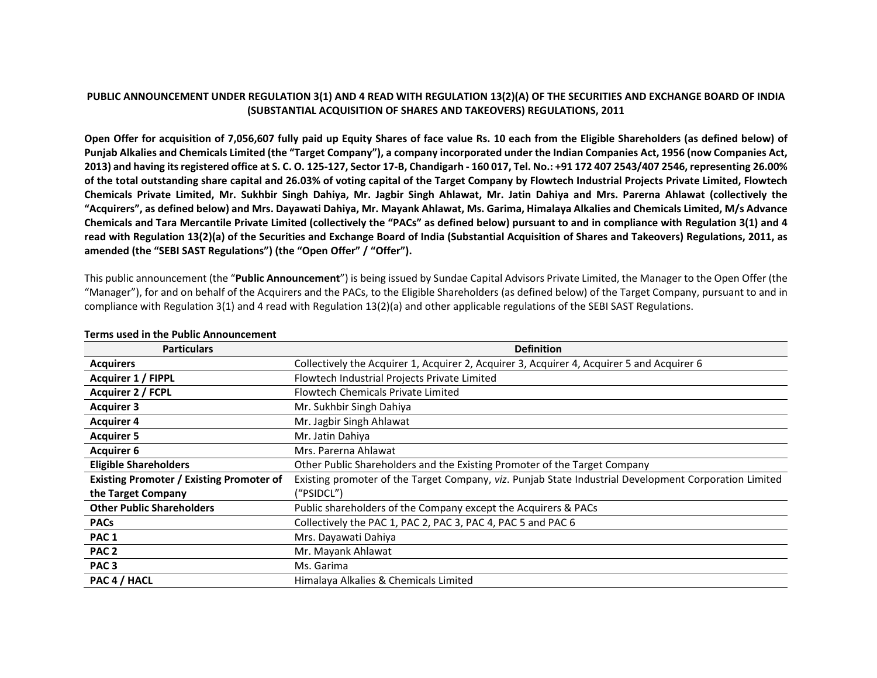**PUBLIC ANNOUNCEMENT UNDER REGULATION 3(1) AND 4 READ WITH REGULATION 13(2)(A) OF THE SECURITIES AND EXCHANGE BOARD OF INDIA (SUBSTANTIAL ACQUISITION OF SHARES AND TAKEOVERS) REGULATIONS, 2011**

**Open Offer for acquisition of 7,056,607 fully paid up Equity Shares of face value Rs. 10 each from the Eligible Shareholders (as defined below) of Punjab Alkalies and Chemicals Limited (the "Target Company"), a company incorporated under the Indian Companies Act, 1956 (now Companies Act, 2013) and having its registered office at S. C. O. 125-127, Sector 17-B, Chandigarh - 160 017, Tel. No.: +91 172 407 2543/407 2546, representing 26.00% of the total outstanding share capital and 26.03% of voting capital of the Target Company by Flowtech Industrial Projects Private Limited, Flowtech Chemicals Private Limited, Mr. Sukhbir Singh Dahiya, Mr. Jagbir Singh Ahlawat, Mr. Jatin Dahiya and Mrs. Parerna Ahlawat (collectively the "Acquirers", as defined below) and Mrs. Dayawati Dahiya, Mr. Mayank Ahlawat, Ms. Garima, Himalaya Alkalies and Chemicals Limited, M/s Advance Chemicals and Tara Mercantile Private Limited (collectively the "PACs" as defined below) pursuant to and in compliance with Regulation 3(1) and 4 read with Regulation 13(2)(a) of the Securities and Exchange Board of India (Substantial Acquisition of Shares and Takeovers) Regulations, 2011, as amended (the "SEBI SAST Regulations") (the "Open Offer" / "Offer").**

This public announcement (the "**Public Announcement**") is being issued by Sundae Capital Advisors Private Limited, the Manager to the Open Offer (the "Manager"), for and on behalf of the Acquirers and the PACs, to the Eligible Shareholders (as defined below) of the Target Company, pursuant to and in compliance with Regulation 3(1) and 4 read with Regulation 13(2)(a) and other applicable regulations of the SEBI SAST Regulations.

**Terms used in the Public Announcement**

| Particulars | Definition |
|---|---|
| **Acquirers** | Collectively the Acquirer 1, Acquirer 2, Acquirer 3, Acquirer 4, Acquirer 5 and Acquirer 6 |
| **Acquirer 1 / FIPPL** | Flowtech Industrial Projects Private Limited |
| **Acquirer 2 / FCPL** | Flowtech Chemicals Private Limited |
| **Acquirer 3** | Mr. Sukhbir Singh Dahiya |
| **Acquirer 4** | Mr. Jagbir Singh Ahlawat |
| **Acquirer 5** | Mr. Jatin Dahiya |
| **Acquirer 6** | Mrs. Parerna Ahlawat |
| **Eligible Shareholders** | Other Public Shareholders and the Existing Promoter of the Target Company |
| **Existing Promoter / Existing Promoter of the Target Company** | Existing promoter of the Target Company, *viz*. Punjab State Industrial Development Corporation Limited ("PSIDCL") |
| **Other Public Shareholders** | Public shareholders of the Company except the Acquirers & PACs |
| **PACs** | Collectively the PAC 1, PAC 2, PAC 3, PAC 4, PAC 5 and PAC 6 |
| **PAC 1** | Mrs. Dayawati Dahiya |
| **PAC 2** | Mr. Mayank Ahlawat |
| **PAC 3** | Ms. Garima |
| **PAC 4 / HACL** | Himalaya Alkalies & Chemicals Limited |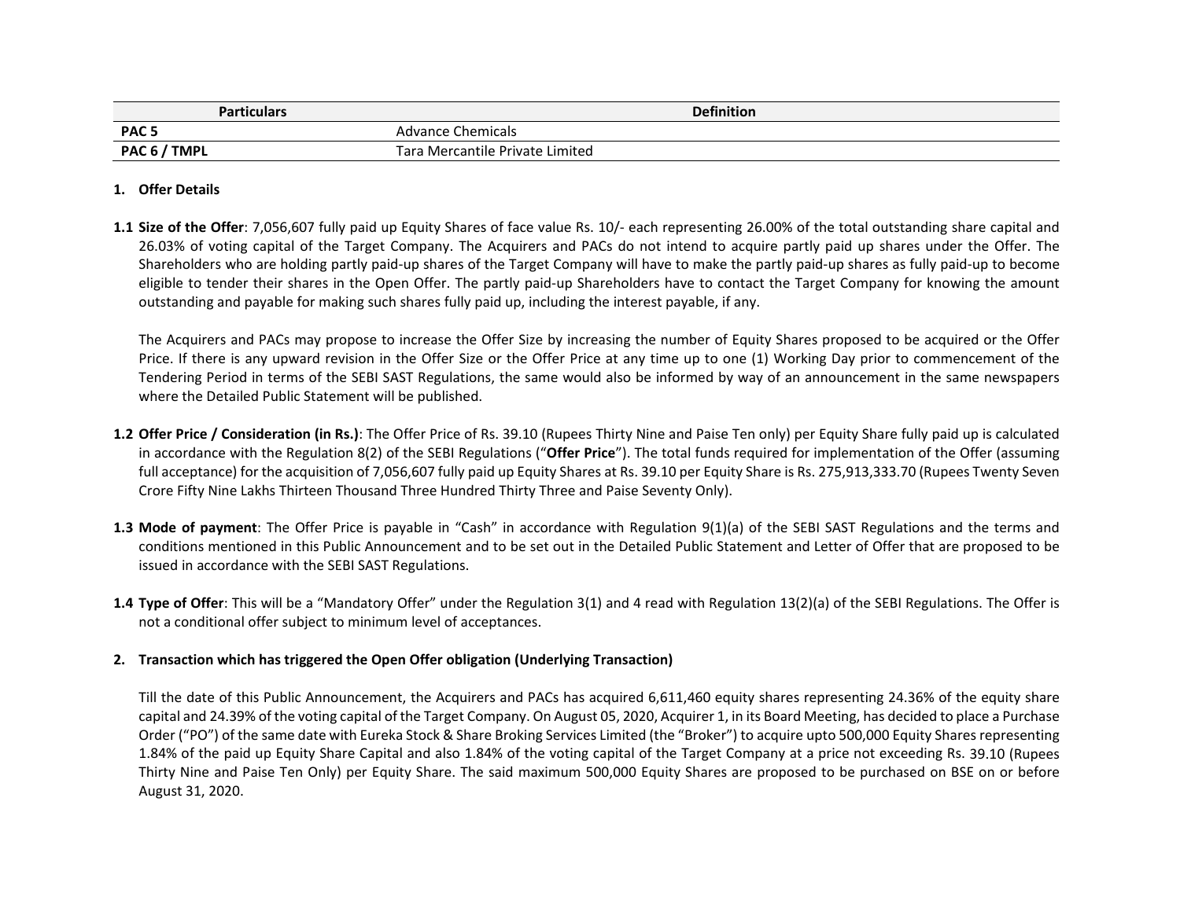| Particulars | Definition |
|---|---|
| **PAC 5** | Advance Chemicals |
| **PAC 6 / TMPL** | Tara Mercantile Private Limited |

**1. Offer Details**

**1.1 Size of the Offer**: 7,056,607 fully paid up Equity Shares of face value Rs. 10/- each representing 26.00% of the total outstanding share capital and 26.03% of voting capital of the Target Company. The Acquirers and PACs do not intend to acquire partly paid up shares under the Offer. The Shareholders who are holding partly paid-up shares of the Target Company will have to make the partly paid-up shares as fully paid-up to become eligible to tender their shares in the Open Offer. The partly paid-up Shareholders have to contact the Target Company for knowing the amount outstanding and payable for making such shares fully paid up, including the interest payable, if any.

The Acquirers and PACs may propose to increase the Offer Size by increasing the number of Equity Shares proposed to be acquired or the Offer Price. If there is any upward revision in the Offer Size or the Offer Price at any time up to one (1) Working Day prior to commencement of the Tendering Period in terms of the SEBI SAST Regulations, the same would also be informed by way of an announcement in the same newspapers where the Detailed Public Statement will be published.

**1.2 Offer Price / Consideration (in Rs.)**: The Offer Price of Rs. 39.10 (Rupees Thirty Nine and Paise Ten only) per Equity Share fully paid up is calculated in accordance with the Regulation 8(2) of the SEBI Regulations ("**Offer Price**"). The total funds required for implementation of the Offer (assuming full acceptance) for the acquisition of 7,056,607 fully paid up Equity Shares at Rs. 39.10 per Equity Share is Rs. 275,913,333.70 (Rupees Twenty Seven Crore Fifty Nine Lakhs Thirteen Thousand Three Hundred Thirty Three and Paise Seventy Only).

**1.3 Mode of payment**: The Offer Price is payable in "Cash" in accordance with Regulation 9(1)(a) of the SEBI SAST Regulations and the terms and conditions mentioned in this Public Announcement and to be set out in the Detailed Public Statement and Letter of Offer that are proposed to be issued in accordance with the SEBI SAST Regulations.

**1.4 Type of Offer**: This will be a "Mandatory Offer" under the Regulation 3(1) and 4 read with Regulation 13(2)(a) of the SEBI Regulations. The Offer is not a conditional offer subject to minimum level of acceptances.

**2. Transaction which has triggered the Open Offer obligation (Underlying Transaction)**

Till the date of this Public Announcement, the Acquirers and PACs has acquired 6,611,460 equity shares representing 24.36% of the equity share capital and 24.39% of the voting capital of the Target Company. On August 05, 2020, Acquirer 1, in its Board Meeting, has decided to place a Purchase Order ("PO") of the same date with Eureka Stock & Share Broking Services Limited (the "Broker") to acquire upto 500,000 Equity Shares representing 1.84% of the paid up Equity Share Capital and also 1.84% of the voting capital of the Target Company at a price not exceeding Rs. 39.10 (Rupees Thirty Nine and Paise Ten Only) per Equity Share. The said maximum 500,000 Equity Shares are proposed to be purchased on BSE on or before August 31, 2020.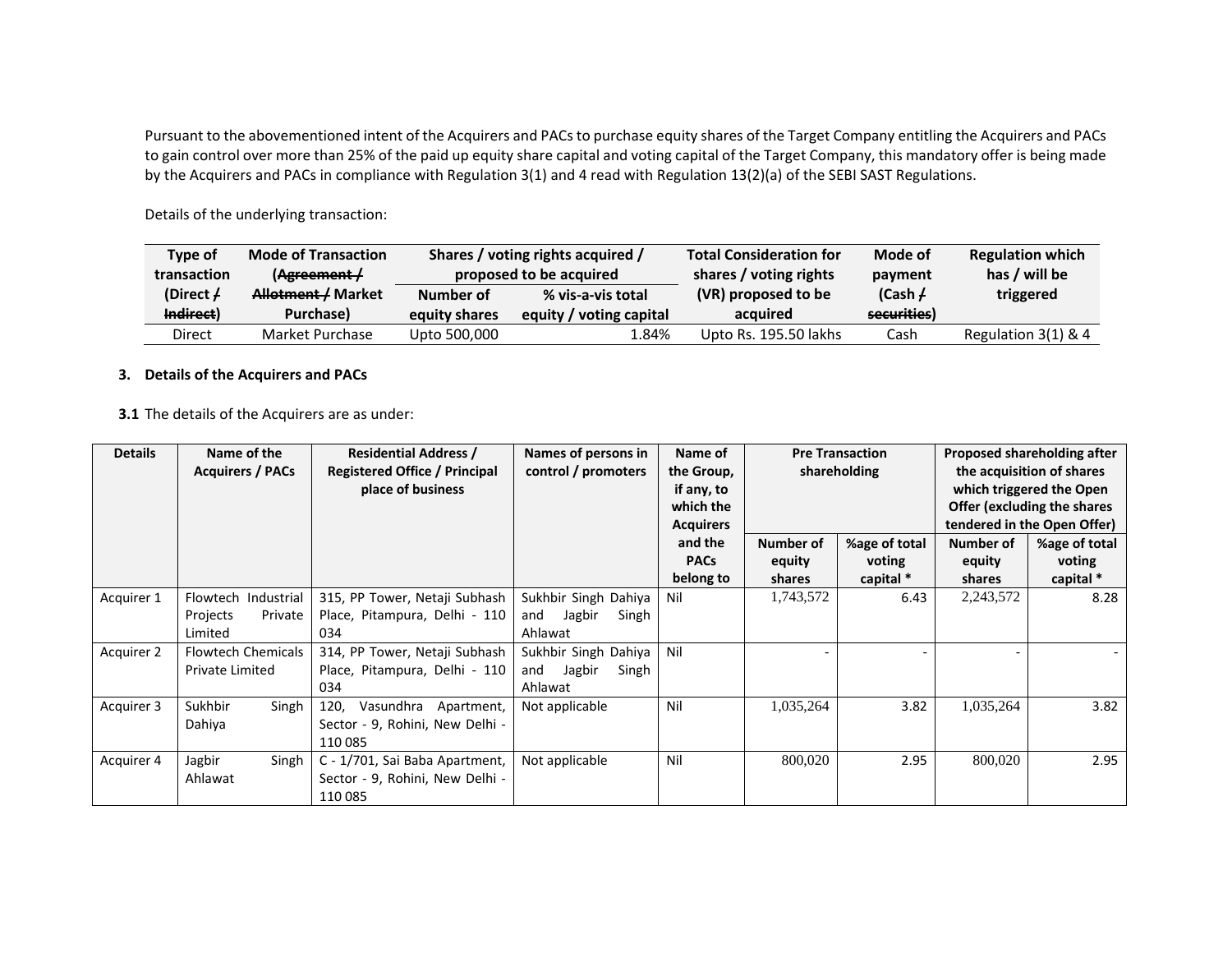Pursuant to the abovementioned intent of the Acquirers and PACs to purchase equity shares of the Target Company entitling the Acquirers and PACs to gain control over more than 25% of the paid up equity share capital and voting capital of the Target Company, this mandatory offer is being made by the Acquirers and PACs in compliance with Regulation 3(1) and 4 read with Regulation 13(2)(a) of the SEBI SAST Regulations.

Details of the underlying transaction:

| Type of transaction (Direct / ~~Indirect~~) | Mode of Transaction (~~Agreement / Allotment /~~ Market Purchase) | Shares / voting rights acquired / proposed to be acquired | | Total Consideration for shares / voting rights (VR) proposed to be acquired | Mode of payment (Cash / ~~securities~~) | Regulation which has / will be triggered |
|---|---|---|---|---|---|---|
| | | Number of equity shares | % vis-a-vis total equity / voting capital | | | |
| Direct | Market Purchase | Upto 500,000 | 1.84% | Upto Rs. 195.50 lakhs | Cash | Regulation 3(1) & 4 |

## 3. Details of the Acquirers and PACs

**3.1** The details of the Acquirers are as under:

| Details | Name of the Acquirers / PACs | Residential Address / Registered Office / Principal place of business | Names of persons in control / promoters | Name of the Group, if any, to which the Acquirers and the PACs belong to | Pre Transaction shareholding | | Proposed shareholding after the acquisition of shares which triggered the Open Offer (excluding the shares tendered in the Open Offer) | |
|---|---|---|---|---|---|---|---|---|
| | | | | | Number of equity shares | %age of total voting capital * | Number of equity shares | %age of total voting capital * |
| Acquirer 1 | Flowtech Industrial Projects Private Limited | 315, PP Tower, Netaji Subhash Place, Pitampura, Delhi - 110 034 | Sukhbir Singh Dahiya and Jagbir Singh Ahlawat | Nil | 1,743,572 | 6.43 | 2,243,572 | 8.28 |
| Acquirer 2 | Flowtech Chemicals Private Limited | 314, PP Tower, Netaji Subhash Place, Pitampura, Delhi - 110 034 | Sukhbir Singh Dahiya and Jagbir Singh Ahlawat | Nil | - | - | - | - |
| Acquirer 3 | Sukhbir Singh Dahiya | 120, Vasundhra Apartment, Sector - 9, Rohini, New Delhi - 110 085 | Not applicable | Nil | 1,035,264 | 3.82 | 1,035,264 | 3.82 |
| Acquirer 4 | Jagbir Singh Ahlawat | C - 1/701, Sai Baba Apartment, Sector - 9, Rohini, New Delhi - 110 085 | Not applicable | Nil | 800,020 | 2.95 | 800,020 | 2.95 |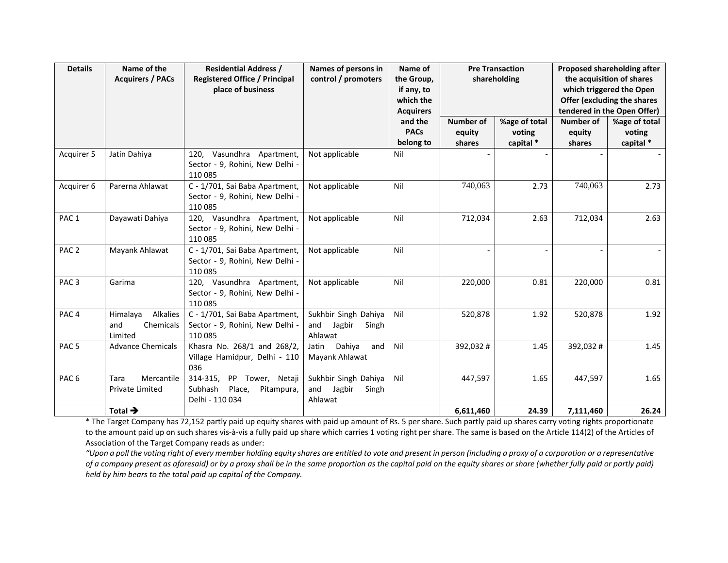| Details | Name of the Acquirers / PACs | Residential Address / Registered Office / Principal place of business | Names of persons in control / promoters | Name of the Group, if any, to which the Acquirers and the PACs belong to | Pre Transaction shareholding | | Proposed shareholding after the acquisition of shares which triggered the Open Offer (excluding the shares tendered in the Open Offer) | |
|---|---|---|---|---|---|---|---|---|
| | | | | | Number of equity shares | %age of total voting capital * | Number of equity shares | %age of total voting capital * |
| Acquirer 5 | Jatin Dahiya | 120, Vasundhra Apartment, Sector - 9, Rohini, New Delhi - 110 085 | Not applicable | Nil | - | - | - | - |
| Acquirer 6 | Parerna Ahlawat | C - 1/701, Sai Baba Apartment, Sector - 9, Rohini, New Delhi - 110 085 | Not applicable | Nil | 740,063 | 2.73 | 740,063 | 2.73 |
| PAC 1 | Dayawati Dahiya | 120, Vasundhra Apartment, Sector - 9, Rohini, New Delhi - 110 085 | Not applicable | Nil | 712,034 | 2.63 | 712,034 | 2.63 |
| PAC 2 | Mayank Ahlawat | C - 1/701, Sai Baba Apartment, Sector - 9, Rohini, New Delhi - 110 085 | Not applicable | Nil | - | - | - | - |
| PAC 3 | Garima | 120, Vasundhra Apartment, Sector - 9, Rohini, New Delhi - 110 085 | Not applicable | Nil | 220,000 | 0.81 | 220,000 | 0.81 |
| PAC 4 | Himalaya Alkalies and Chemicals Limited | C - 1/701, Sai Baba Apartment, Sector - 9, Rohini, New Delhi - 110 085 | Sukhbir Singh Dahiya and Jagbir Singh Ahlawat | Nil | 520,878 | 1.92 | 520,878 | 1.92 |
| PAC 5 | Advance Chemicals | Khasra No. 268/1 and 268/2, Village Hamidpur, Delhi - 110 036 | Jatin Dahiya and Mayank Ahlawat | Nil | 392,032 # | 1.45 | 392,032 # | 1.45 |
| PAC 6 | Tara Mercantile Private Limited | 314-315, PP Tower, Netaji Subhash Place, Pitampura, Delhi - 110 034 | Sukhbir Singh Dahiya and Jagbir Singh Ahlawat | Nil | 447,597 | 1.65 | 447,597 | 1.65 |
| | **Total →** | | | | **6,611,460** | **24.39** | **7,111,460** | **26.24** |

* The Target Company has 72,152 partly paid up equity shares with paid up amount of Rs. 5 per share. Such partly paid up shares carry voting rights proportionate to the amount paid up on such shares vis-à-vis a fully paid up share which carries 1 voting right per share. The same is based on the Article 114(2) of the Articles of Association of the Target Company reads as under:

*"Upon a poll the voting right of every member holding equity shares are entitled to vote and present in person (including a proxy of a corporation or a representative of a company present as aforesaid) or by a proxy shall be in the same proportion as the capital paid on the equity shares or share (whether fully paid or partly paid) held by him bears to the total paid up capital of the Company.*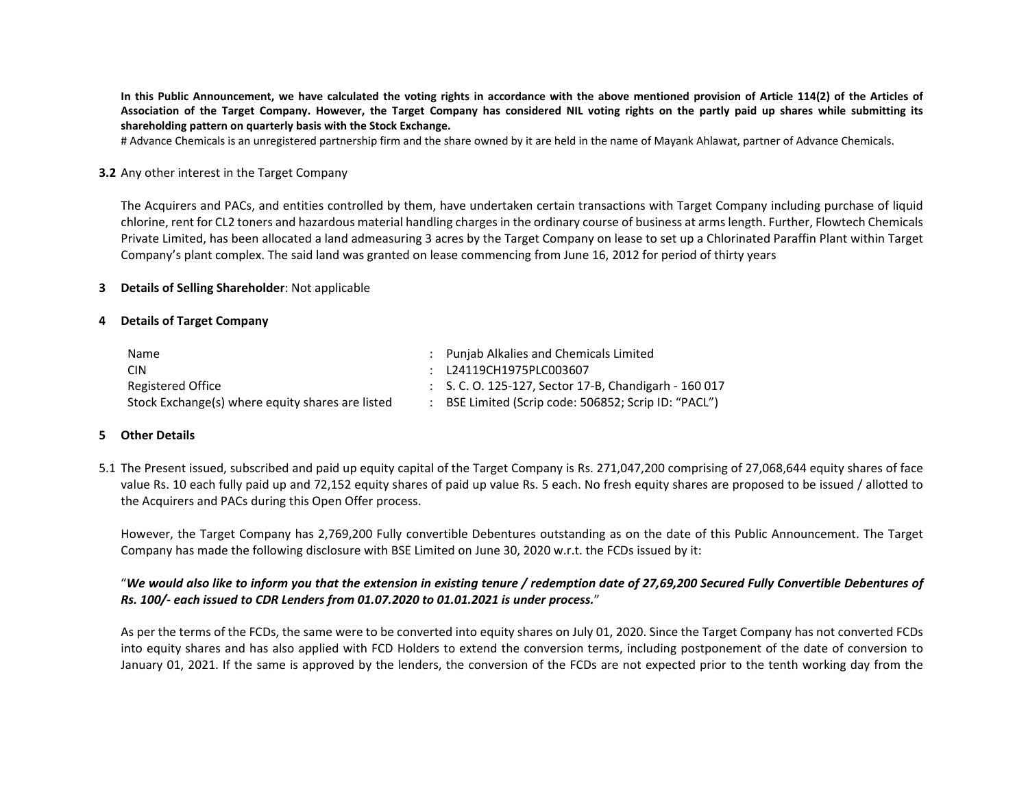**In this Public Announcement, we have calculated the voting rights in accordance with the above mentioned provision of Article 114(2) of the Articles of Association of the Target Company. However, the Target Company has considered NIL voting rights on the partly paid up shares while submitting its shareholding pattern on quarterly basis with the Stock Exchange.**

# Advance Chemicals is an unregistered partnership firm and the share owned by it are held in the name of Mayank Ahlawat, partner of Advance Chemicals.

**3.2** Any other interest in the Target Company

The Acquirers and PACs, and entities controlled by them, have undertaken certain transactions with Target Company including purchase of liquid chlorine, rent for CL2 toners and hazardous material handling charges in the ordinary course of business at arms length. Further, Flowtech Chemicals Private Limited, has been allocated a land admeasuring 3 acres by the Target Company on lease to set up a Chlorinated Paraffin Plant within Target Company's plant complex. The said land was granted on lease commencing from June 16, 2012 for period of thirty years

**3 Details of Selling Shareholder**: Not applicable

**4 Details of Target Company**

| | | |
|---|---|---|
| Name | : | Punjab Alkalies and Chemicals Limited |
| CIN | : | L24119CH1975PLC003607 |
| Registered Office | : | S. C. O. 125-127, Sector 17-B, Chandigarh - 160 017 |
| Stock Exchange(s) where equity shares are listed | : | BSE Limited (Scrip code: 506852; Scrip ID: "PACL") |

**5 Other Details**

5.1 The Present issued, subscribed and paid up equity capital of the Target Company is Rs. 271,047,200 comprising of 27,068,644 equity shares of face value Rs. 10 each fully paid up and 72,152 equity shares of paid up value Rs. 5 each. No fresh equity shares are proposed to be issued / allotted to the Acquirers and PACs during this Open Offer process.

However, the Target Company has 2,769,200 Fully convertible Debentures outstanding as on the date of this Public Announcement. The Target Company has made the following disclosure with BSE Limited on June 30, 2020 w.r.t. the FCDs issued by it:

"***We would also like to inform you that the extension in existing tenure / redemption date of 27,69,200 Secured Fully Convertible Debentures of Rs. 100/- each issued to CDR Lenders from 01.07.2020 to 01.01.2021 is under process.***"

As per the terms of the FCDs, the same were to be converted into equity shares on July 01, 2020. Since the Target Company has not converted FCDs into equity shares and has also applied with FCD Holders to extend the conversion terms, including postponement of the date of conversion to January 01, 2021. If the same is approved by the lenders, the conversion of the FCDs are not expected prior to the tenth working day from the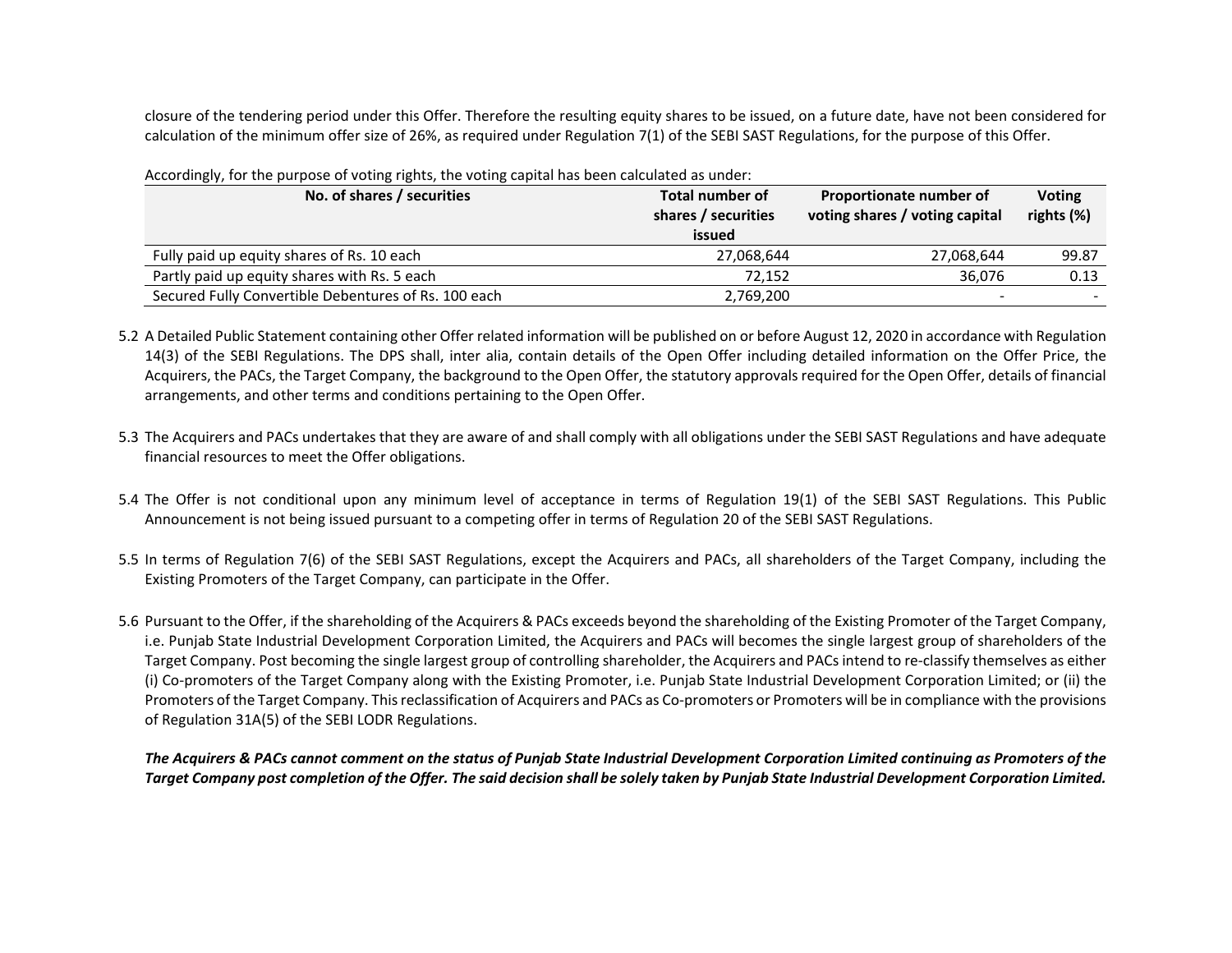closure of the tendering period under this Offer. Therefore the resulting equity shares to be issued, on a future date, have not been considered for calculation of the minimum offer size of 26%, as required under Regulation 7(1) of the SEBI SAST Regulations, for the purpose of this Offer.

Accordingly, for the purpose of voting rights, the voting capital has been calculated as under:

| No. of shares / securities | Total number of shares / securities issued | Proportionate number of voting shares / voting capital | Voting rights (%) |
|---|---|---|---|
| Fully paid up equity shares of Rs. 10 each | 27,068,644 | 27,068,644 | 99.87 |
| Partly paid up equity shares with Rs. 5 each | 72,152 | 36,076 | 0.13 |
| Secured Fully Convertible Debentures of Rs. 100 each | 2,769,200 | - | - |

5.2 A Detailed Public Statement containing other Offer related information will be published on or before August 12, 2020 in accordance with Regulation 14(3) of the SEBI Regulations. The DPS shall, inter alia, contain details of the Open Offer including detailed information on the Offer Price, the Acquirers, the PACs, the Target Company, the background to the Open Offer, the statutory approvals required for the Open Offer, details of financial arrangements, and other terms and conditions pertaining to the Open Offer.

5.3 The Acquirers and PACs undertakes that they are aware of and shall comply with all obligations under the SEBI SAST Regulations and have adequate financial resources to meet the Offer obligations.

5.4 The Offer is not conditional upon any minimum level of acceptance in terms of Regulation 19(1) of the SEBI SAST Regulations. This Public Announcement is not being issued pursuant to a competing offer in terms of Regulation 20 of the SEBI SAST Regulations.

5.5 In terms of Regulation 7(6) of the SEBI SAST Regulations, except the Acquirers and PACs, all shareholders of the Target Company, including the Existing Promoters of the Target Company, can participate in the Offer.

5.6 Pursuant to the Offer, if the shareholding of the Acquirers & PACs exceeds beyond the shareholding of the Existing Promoter of the Target Company, i.e. Punjab State Industrial Development Corporation Limited, the Acquirers and PACs will becomes the single largest group of shareholders of the Target Company. Post becoming the single largest group of controlling shareholder, the Acquirers and PACs intend to re-classify themselves as either (i) Co-promoters of the Target Company along with the Existing Promoter, i.e. Punjab State Industrial Development Corporation Limited; or (ii) the Promoters of the Target Company. This reclassification of Acquirers and PACs as Co-promoters or Promoters will be in compliance with the provisions of Regulation 31A(5) of the SEBI LODR Regulations.

***The Acquirers & PACs cannot comment on the status of Punjab State Industrial Development Corporation Limited continuing as Promoters of the Target Company post completion of the Offer. The said decision shall be solely taken by Punjab State Industrial Development Corporation Limited.***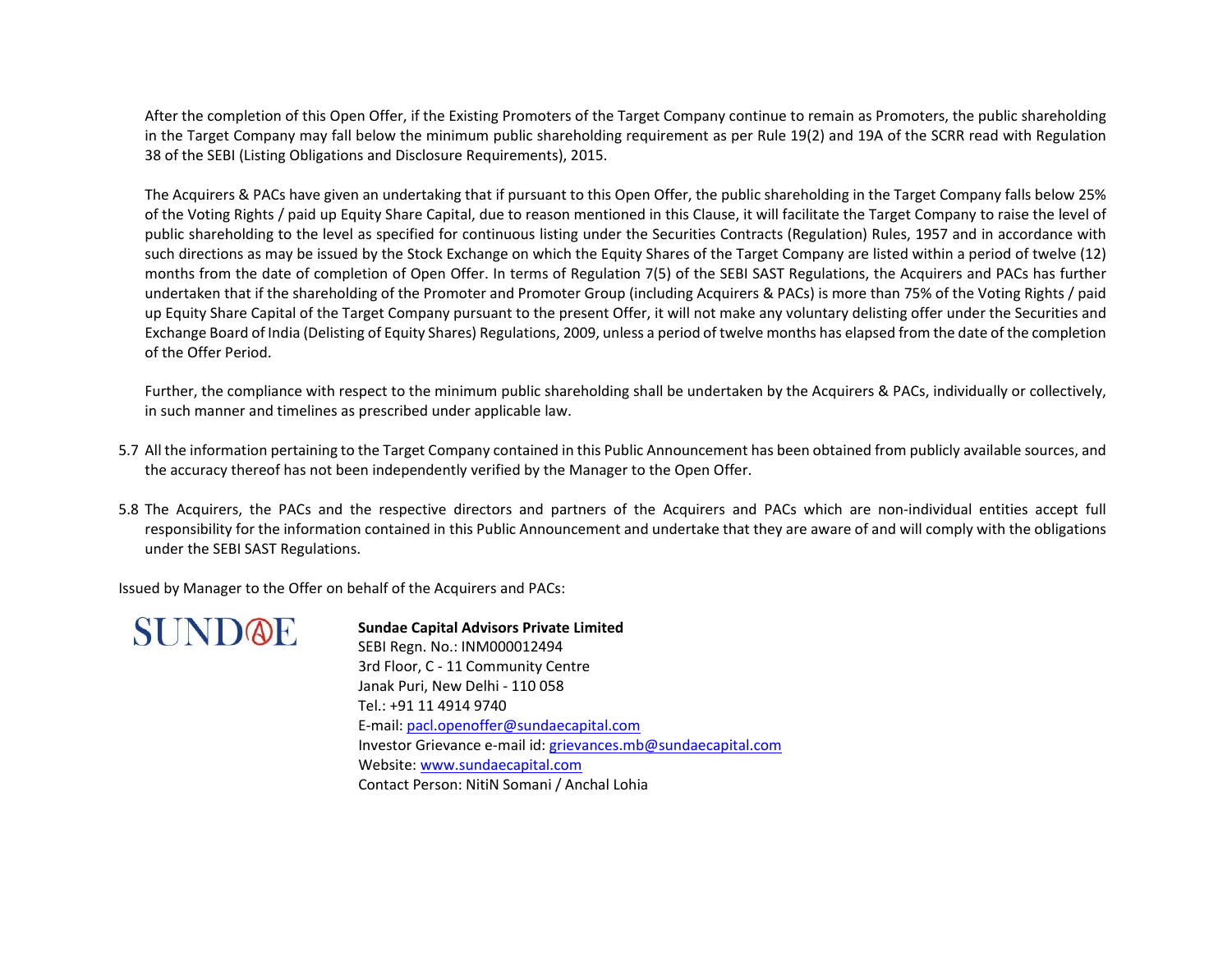After the completion of this Open Offer, if the Existing Promoters of the Target Company continue to remain as Promoters, the public shareholding in the Target Company may fall below the minimum public shareholding requirement as per Rule 19(2) and 19A of the SCRR read with Regulation 38 of the SEBI (Listing Obligations and Disclosure Requirements), 2015.

The Acquirers & PACs have given an undertaking that if pursuant to this Open Offer, the public shareholding in the Target Company falls below 25% of the Voting Rights / paid up Equity Share Capital, due to reason mentioned in this Clause, it will facilitate the Target Company to raise the level of public shareholding to the level as specified for continuous listing under the Securities Contracts (Regulation) Rules, 1957 and in accordance with such directions as may be issued by the Stock Exchange on which the Equity Shares of the Target Company are listed within a period of twelve (12) months from the date of completion of Open Offer. In terms of Regulation 7(5) of the SEBI SAST Regulations, the Acquirers and PACs has further undertaken that if the shareholding of the Promoter and Promoter Group (including Acquirers & PACs) is more than 75% of the Voting Rights / paid up Equity Share Capital of the Target Company pursuant to the present Offer, it will not make any voluntary delisting offer under the Securities and Exchange Board of India (Delisting of Equity Shares) Regulations, 2009, unless a period of twelve months has elapsed from the date of the completion of the Offer Period.

Further, the compliance with respect to the minimum public shareholding shall be undertaken by the Acquirers & PACs, individually or collectively, in such manner and timelines as prescribed under applicable law.

5.7 All the information pertaining to the Target Company contained in this Public Announcement has been obtained from publicly available sources, and the accuracy thereof has not been independently verified by the Manager to the Open Offer.

5.8 The Acquirers, the PACs and the respective directors and partners of the Acquirers and PACs which are non-individual entities accept full responsibility for the information contained in this Public Announcement and undertake that they are aware of and will comply with the obligations under the SEBI SAST Regulations.

Issued by Manager to the Offer on behalf of the Acquirers and PACs:

SUNDAE

**Sundae Capital Advisors Private Limited**
SEBI Regn. No.: INM000012494
3rd Floor, C - 11 Community Centre
Janak Puri, New Delhi - 110 058
Tel.: +91 11 4914 9740
E-mail: pacl.openoffer@sundaecapital.com
Investor Grievance e-mail id: grievances.mb@sundaecapital.com
Website: www.sundaecapital.com
Contact Person: NitiN Somani / Anchal Lohia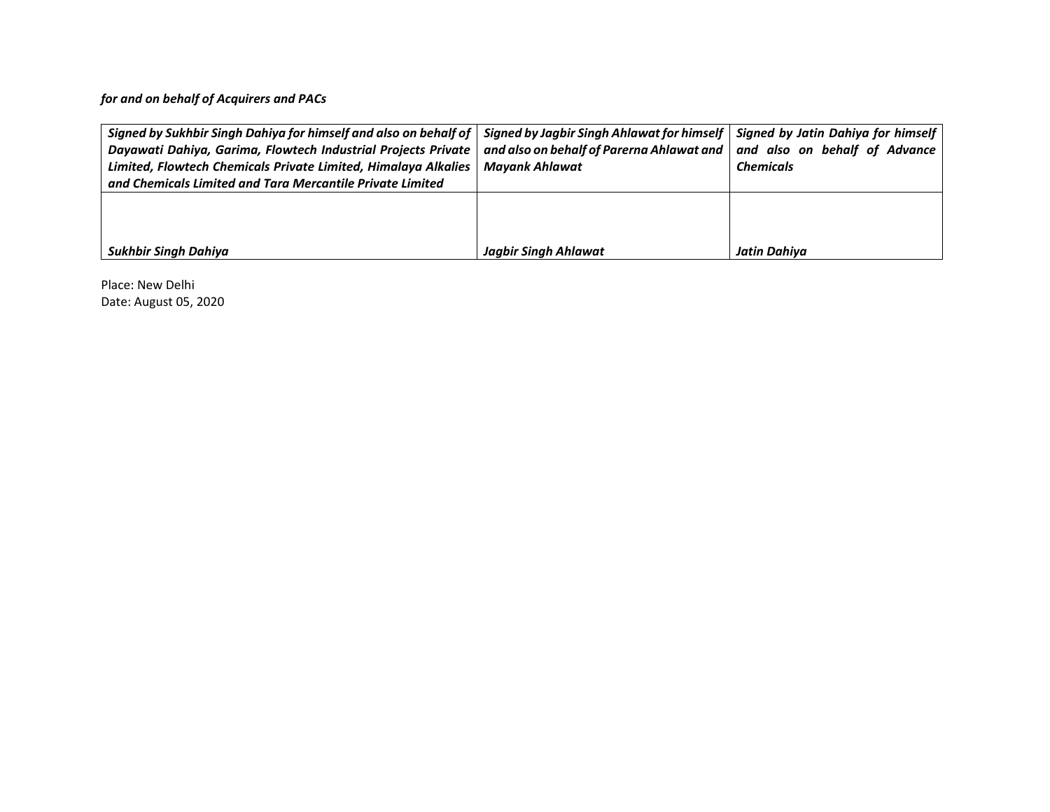***for and on behalf of Acquirers and PACs***

| ***Signed by Sukhbir Singh Dahiya for himself and also on behalf of Dayawati Dahiya, Garima, Flowtech Industrial Projects Private Limited, Flowtech Chemicals Private Limited, Himalaya Alkalies and Chemicals Limited and Tara Mercantile Private Limited*** | ***Signed by Jagbir Singh Ahlawat for himself and also on behalf of Parerna Ahlawat and Mayank Ahlawat*** | ***Signed by Jatin Dahiya for himself and also on behalf of Advance Chemicals*** |
|---|---|---|
| ***Sukhbir Singh Dahiya*** | ***Jagbir Singh Ahlawat*** | ***Jatin Dahiya*** |

Place: New Delhi
Date: August 05, 2020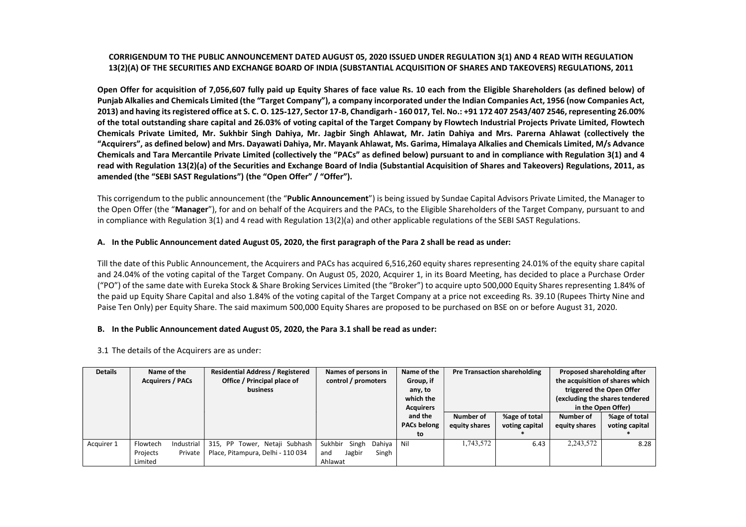**CORRIGENDUM TO THE PUBLIC ANNOUNCEMENT DATED AUGUST 05, 2020 ISSUED UNDER REGULATION 3(1) AND 4 READ WITH REGULATION 13(2)(A) OF THE SECURITIES AND EXCHANGE BOARD OF INDIA (SUBSTANTIAL ACQUISITION OF SHARES AND TAKEOVERS) REGULATIONS, 2011**

**Open Offer for acquisition of 7,056,607 fully paid up Equity Shares of face value Rs. 10 each from the Eligible Shareholders (as defined below) of Punjab Alkalies and Chemicals Limited (the "Target Company"), a company incorporated under the Indian Companies Act, 1956 (now Companies Act, 2013) and having its registered office at S. C. O. 125-127, Sector 17-B, Chandigarh - 160 017, Tel. No.: +91 172 407 2543/407 2546, representing 26.00% of the total outstanding share capital and 26.03% of voting capital of the Target Company by Flowtech Industrial Projects Private Limited, Flowtech Chemicals Private Limited, Mr. Sukhbir Singh Dahiya, Mr. Jagbir Singh Ahlawat, Mr. Jatin Dahiya and Mrs. Parerna Ahlawat (collectively the "Acquirers", as defined below) and Mrs. Dayawati Dahiya, Mr. Mayank Ahlawat, Ms. Garima, Himalaya Alkalies and Chemicals Limited, M/s Advance Chemicals and Tara Mercantile Private Limited (collectively the "PACs" as defined below) pursuant to and in compliance with Regulation 3(1) and 4 read with Regulation 13(2)(a) of the Securities and Exchange Board of India (Substantial Acquisition of Shares and Takeovers) Regulations, 2011, as amended (the "SEBI SAST Regulations") (the "Open Offer" / "Offer").**

This corrigendum to the public announcement (the "**Public Announcement**") is being issued by Sundae Capital Advisors Private Limited, the Manager to the Open Offer (the "**Manager**"), for and on behalf of the Acquirers and the PACs, to the Eligible Shareholders of the Target Company, pursuant to and in compliance with Regulation 3(1) and 4 read with Regulation 13(2)(a) and other applicable regulations of the SEBI SAST Regulations.

**A. In the Public Announcement dated August 05, 2020, the first paragraph of the Para 2 shall be read as under:**

Till the date of this Public Announcement, the Acquirers and PACs has acquired 6,516,260 equity shares representing 24.01% of the equity share capital and 24.04% of the voting capital of the Target Company. On August 05, 2020, Acquirer 1, in its Board Meeting, has decided to place a Purchase Order ("PO") of the same date with Eureka Stock & Share Broking Services Limited (the "Broker") to acquire upto 500,000 Equity Shares representing 1.84% of the paid up Equity Share Capital and also 1.84% of the voting capital of the Target Company at a price not exceeding Rs. 39.10 (Rupees Thirty Nine and Paise Ten Only) per Equity Share. The said maximum 500,000 Equity Shares are proposed to be purchased on BSE on or before August 31, 2020.

**B. In the Public Announcement dated August 05, 2020, the Para 3.1 shall be read as under:**

3.1 The details of the Acquirers are as under:

| Details | Name of the Acquirers / PACs | Residential Address / Registered Office / Principal place of business | Names of persons in control / promoters | Name of the Group, if any, to which the Acquirers and the PACs belong to | Pre Transaction shareholding | | Proposed shareholding after the acquisition of shares which triggered the Open Offer (excluding the shares tendered in the Open Offer) | |
|---|---|---|---|---|---|---|---|---|
| | | | | | Number of equity shares | %age of total voting capital * | Number of equity shares | %age of total voting capital * |
| Acquirer 1 | Flowtech Industrial Projects Private Limited | 315, PP Tower, Netaji Subhash Place, Pitampura, Delhi - 110 034 | Sukhbir Singh Dahiya and Jagbir Singh Ahlawat | Nil | 1,743,572 | 6.43 | 2,243,572 | 8.28 |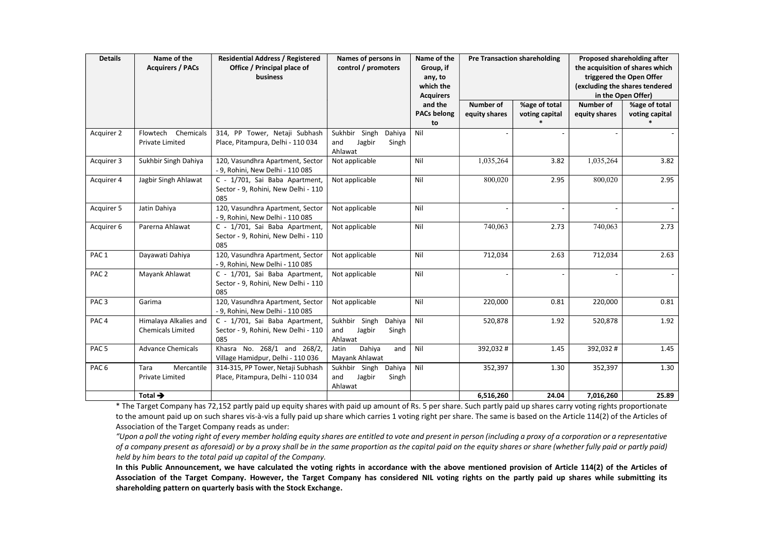| Details | Name of the Acquirers / PACs | Residential Address / Registered Office / Principal place of business | Names of persons in control / promoters | Name of the Group, if any, to which the Acquirers and the PACs belong to | Pre Transaction shareholding | | Proposed shareholding after the acquisition of shares which triggered the Open Offer (excluding the shares tendered in the Open Offer) | |
|---|---|---|---|---|---|---|---|---|
| | | | | | Number of equity shares | %age of total voting capital * | Number of equity shares | %age of total voting capital * |
| Acquirer 2 | Flowtech Chemicals Private Limited | 314, PP Tower, Netaji Subhash Place, Pitampura, Delhi - 110 034 | Sukhbir Singh Dahiya and Jagbir Singh Ahlawat | Nil | - | - | - | - |
| Acquirer 3 | Sukhbir Singh Dahiya | 120, Vasundhra Apartment, Sector - 9, Rohini, New Delhi - 110 085 | Not applicable | Nil | 1,035,264 | 3.82 | 1,035,264 | 3.82 |
| Acquirer 4 | Jagbir Singh Ahlawat | C - 1/701, Sai Baba Apartment, Sector - 9, Rohini, New Delhi - 110 085 | Not applicable | Nil | 800,020 | 2.95 | 800,020 | 2.95 |
| Acquirer 5 | Jatin Dahiya | 120, Vasundhra Apartment, Sector - 9, Rohini, New Delhi - 110 085 | Not applicable | Nil | - | - | - | - |
| Acquirer 6 | Parerna Ahlawat | C - 1/701, Sai Baba Apartment, Sector - 9, Rohini, New Delhi - 110 085 | Not applicable | Nil | 740,063 | 2.73 | 740,063 | 2.73 |
| PAC 1 | Dayawati Dahiya | 120, Vasundhra Apartment, Sector - 9, Rohini, New Delhi - 110 085 | Not applicable | Nil | 712,034 | 2.63 | 712,034 | 2.63 |
| PAC 2 | Mayank Ahlawat | C - 1/701, Sai Baba Apartment, Sector - 9, Rohini, New Delhi - 110 085 | Not applicable | Nil | - | - | - | - |
| PAC 3 | Garima | 120, Vasundhra Apartment, Sector - 9, Rohini, New Delhi - 110 085 | Not applicable | Nil | 220,000 | 0.81 | 220,000 | 0.81 |
| PAC 4 | Himalaya Alkalies and Chemicals Limited | C - 1/701, Sai Baba Apartment, Sector - 9, Rohini, New Delhi - 110 085 | Sukhbir Singh Dahiya and Jagbir Singh Ahlawat | Nil | 520,878 | 1.92 | 520,878 | 1.92 |
| PAC 5 | Advance Chemicals | Khasra No. 268/1 and 268/2, Village Hamidpur, Delhi - 110 036 | Jatin Dahiya and Mayank Ahlawat | Nil | 392,032 # | 1.45 | 392,032 # | 1.45 |
| PAC 6 | Tara Mercantile Private Limited | 314-315, PP Tower, Netaji Subhash Place, Pitampura, Delhi - 110 034 | Sukhbir Singh Dahiya and Jagbir Singh Ahlawat | Nil | 352,397 | 1.30 | 352,397 | 1.30 |
| | Total → | | | | **6,516,260** | **24.04** | **7,016,260** | **25.89** |

* The Target Company has 72,152 partly paid up equity shares with paid up amount of Rs. 5 per share. Such partly paid up shares carry voting rights proportionate to the amount paid up on such shares vis-à-vis a fully paid up share which carries 1 voting right per share. The same is based on the Article 114(2) of the Articles of Association of the Target Company reads as under:

*"Upon a poll the voting right of every member holding equity shares are entitled to vote and present in person (including a proxy of a corporation or a representative of a company present as aforesaid) or by a proxy shall be in the same proportion as the capital paid on the equity shares or share (whether fully paid or partly paid) held by him bears to the total paid up capital of the Company.*

**In this Public Announcement, we have calculated the voting rights in accordance with the above mentioned provision of Article 114(2) of the Articles of Association of the Target Company. However, the Target Company has considered NIL voting rights on the partly paid up shares while submitting its shareholding pattern on quarterly basis with the Stock Exchange.**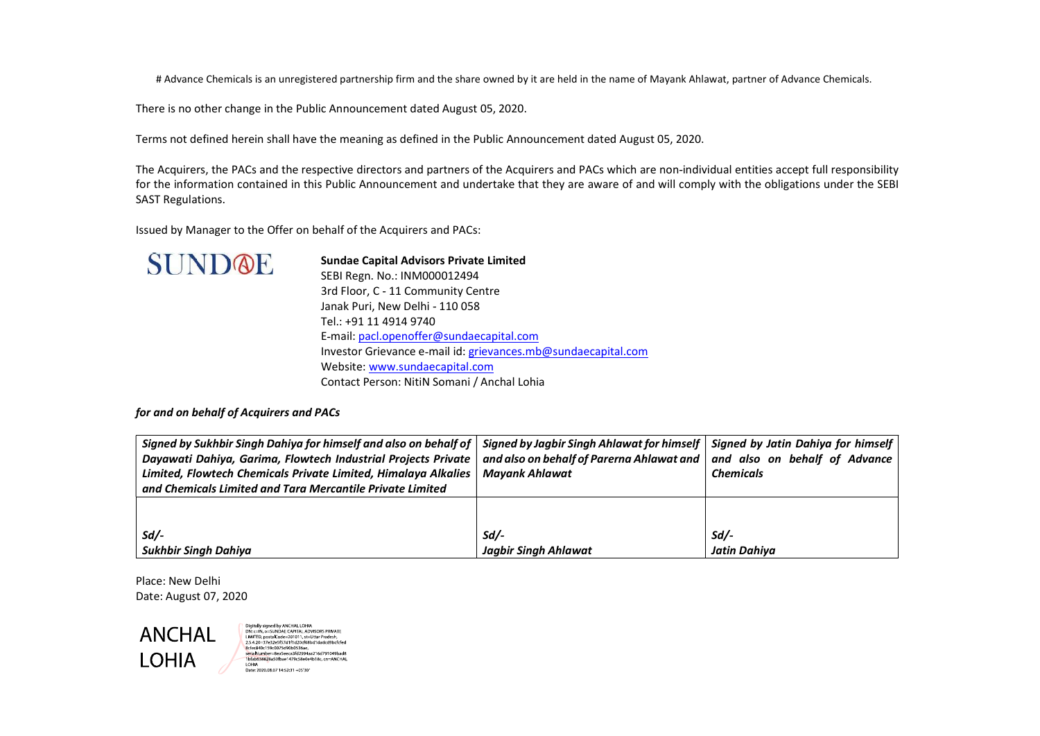# Advance Chemicals is an unregistered partnership firm and the share owned by it are held in the name of Mayank Ahlawat, partner of Advance Chemicals.

There is no other change in the Public Announcement dated August 05, 2020.

Terms not defined herein shall have the meaning as defined in the Public Announcement dated August 05, 2020.

The Acquirers, the PACs and the respective directors and partners of the Acquirers and PACs which are non-individual entities accept full responsibility for the information contained in this Public Announcement and undertake that they are aware of and will comply with the obligations under the SEBI SAST Regulations.

Issued by Manager to the Offer on behalf of the Acquirers and PACs:

SUNDAE

**Sundae Capital Advisors Private Limited**
SEBI Regn. No.: INM000012494
3rd Floor, C - 11 Community Centre
Janak Puri, New Delhi - 110 058
Tel.: +91 11 4914 9740
E-mail: pacl.openoffer@sundaecapital.com
Investor Grievance e-mail id: grievances.mb@sundaecapital.com
Website: www.sundaecapital.com
Contact Person: NitiN Somani / Anchal Lohia

***for and on behalf of Acquirers and PACs***

| | | |
|---|---|---|
| ***Signed by Sukhbir Singh Dahiya for himself and also on behalf of Dayawati Dahiya, Garima, Flowtech Industrial Projects Private Limited, Flowtech Chemicals Private Limited, Himalaya Alkalies and Chemicals Limited and Tara Mercantile Private Limited*** | ***Signed by Jagbir Singh Ahlawat for himself and also on behalf of Parerna Ahlawat and Mayank Ahlawat*** | ***Signed by Jatin Dahiya for himself and also on behalf of Advance Chemicals*** |
| ***Sd/-***<br>***Sukhbir Singh Dahiya*** | ***Sd/-***<br>***Jagbir Singh Ahlawat*** | ***Sd/-***<br>***Jatin Dahiya*** |

Place: New Delhi
Date: August 07, 2020

ANCHAL LOHIA

Digitally signed by ANCHAL LOHIA
DN: c=IN, o=SUNDAE CAPITAL ADVISORS PRIVATE LIMITED, postalCode=201011, st=Uttar Pradesh, 2.5.4.20=37e32e5f57d1f1d20cf68bd1dadcd9bcfcfed8cfec840c159c0075d90b0536ae, serialNumber=8ea5eeca3fd2994ae216d791049badf1bfab53882fa50fbae1479c58e0e4b14c, cn=ANCHAL LOHIA
Date: 2020.08.07 14:52:31 +05'30'